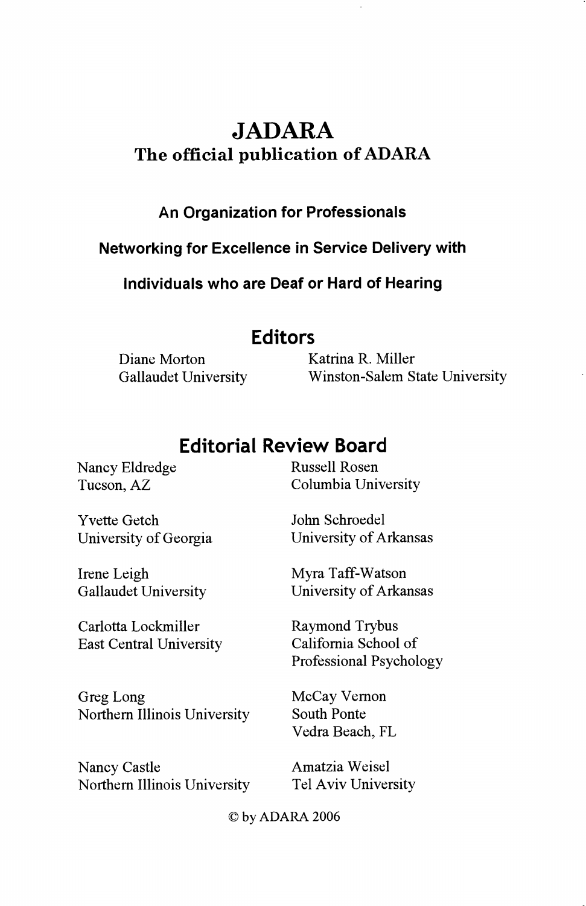# JADARA

## The official publication of ADARA

**An Organization for Professionals**

**Networking for Excellence in Service Delivery with**

**Individuals who are Deaf or Hard of Hearing**

## Editors

Diane Morton
Gallaudet University

Katrina R. Miller
Winston-Salem State University

## Editorial Review Board

Nancy Eldredge
Tucson, AZ

Yvette Getch
University of Georgia

Irene Leigh
Gallaudet University

Carlotta Lockmiller
East Central University

Greg Long
Northern Illinois University

Nancy Castle
Northern Illinois University

Russell Rosen
Columbia University

John Schroedel
University of Arkansas

Myra Taff-Watson
University of Arkansas

Raymond Trybus
California School of Professional Psychology

McCay Vernon
South Ponte Vedra Beach, FL

Amatzia Weisel
Tel Aviv University

© by ADARA 2006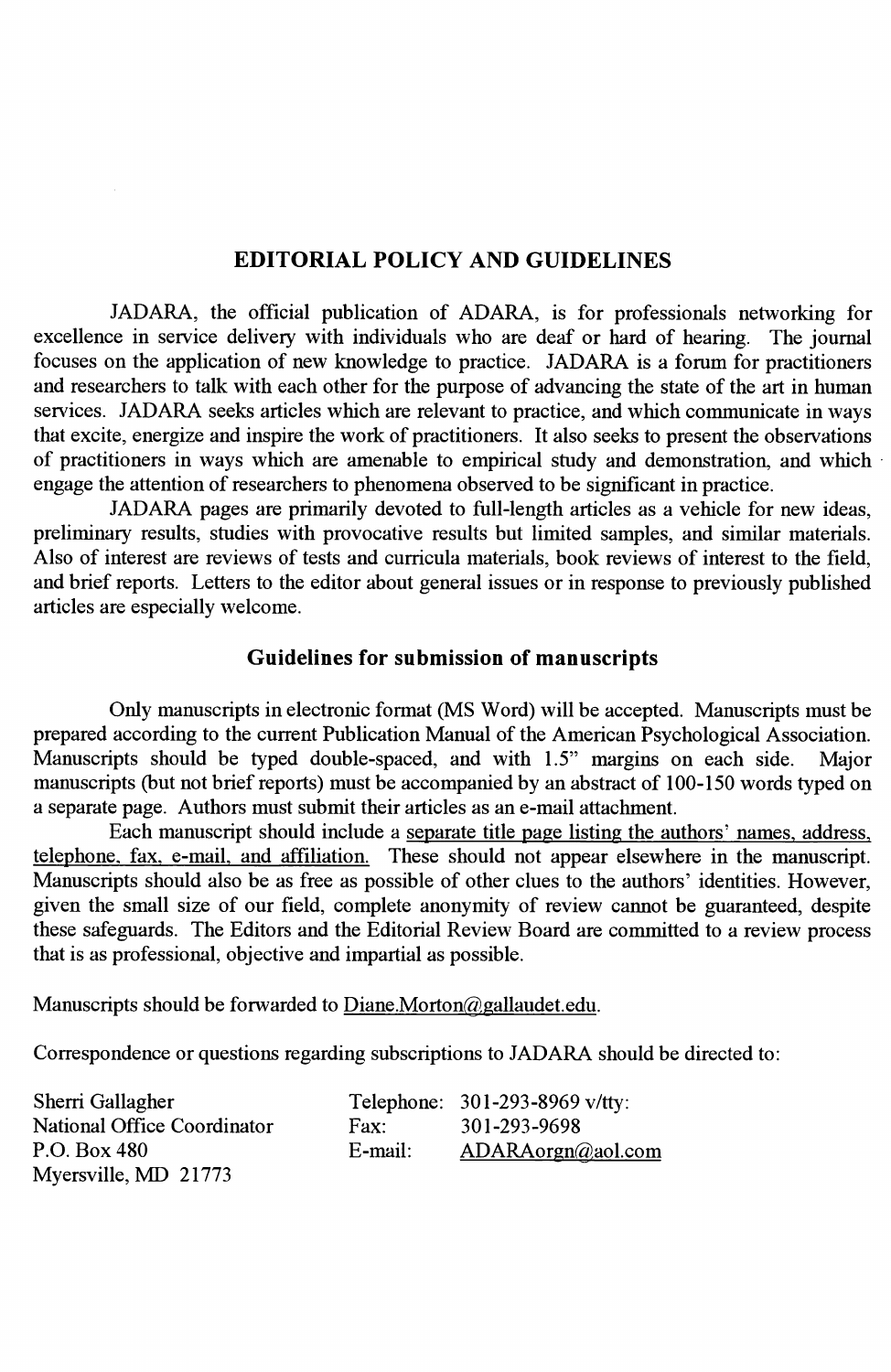## EDITORIAL POLICY AND GUIDELINES

JADARA, the official publication of ADARA, is for professionals networking for excellence in service delivery with individuals who are deaf or hard of hearing. The journal focuses on the application of new knowledge to practice. JADARA is a forum for practitioners and researchers to talk with each other for the purpose of advancing the state of the art in human services. JADARA seeks articles which are relevant to practice, and which communicate in ways that excite, energize and inspire the work of practitioners. It also seeks to present the observations of practitioners in ways which are amenable to empirical study and demonstration, and which engage the attention of researchers to phenomena observed to be significant in practice.

JADARA pages are primarily devoted to full-length articles as a vehicle for new ideas, preliminary results, studies with provocative results but limited samples, and similar materials. Also of interest are reviews of tests and curricula materials, book reviews of interest to the field, and brief reports. Letters to the editor about general issues or in response to previously published articles are especially welcome.

### Guidelines for submission of manuscripts

Only manuscripts in electronic format (MS Word) will be accepted. Manuscripts must be prepared according to the current Publication Manual of the American Psychological Association. Manuscripts should be typed double-spaced, and with 1.5" margins on each side. Major manuscripts (but not brief reports) must be accompanied by an abstract of 100-150 words typed on a separate page. Authors must submit their articles as an e-mail attachment.

Each manuscript should include a separate title page listing the authors' names, address, telephone, fax, e-mail, and affiliation. These should not appear elsewhere in the manuscript. Manuscripts should also be as free as possible of other clues to the authors' identities. However, given the small size of our field, complete anonymity of review cannot be guaranteed, despite these safeguards. The Editors and the Editorial Review Board are committed to a review process that is as professional, objective and impartial as possible.

Manuscripts should be forwarded to Diane.Morton@gallaudet.edu.

Correspondence or questions regarding subscriptions to JADARA should be directed to:

Sherri Gallagher
National Office Coordinator
P.O. Box 480
Myersville, MD 21773

Telephone: 301-293-8969 v/tty:
Fax: 301-293-9698
E-mail: ADARAorgn@aol.com